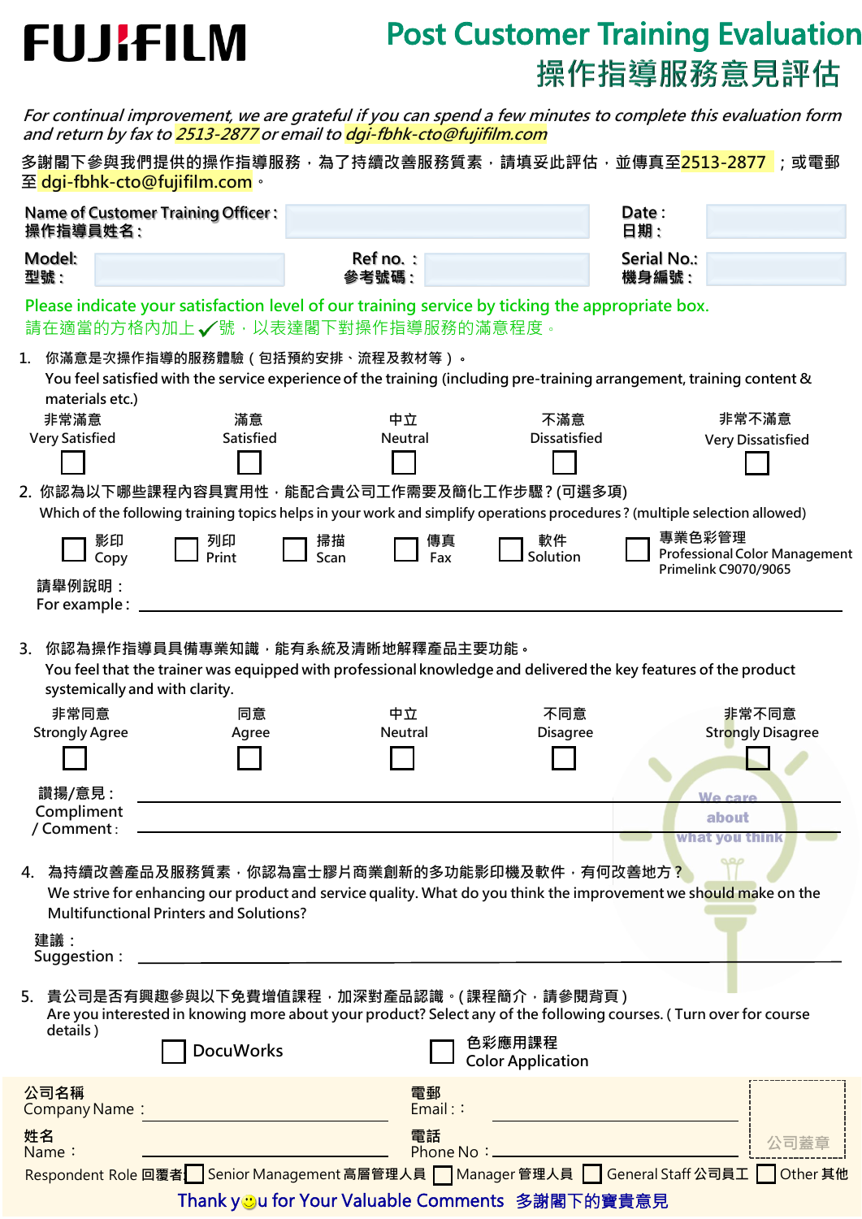**FUJIFILM**

# Post Customer Training Evaluation
# 操作指導服務意見評估

*For continual improvement, we are grateful if you can spend a few minutes to complete this evaluation form and return by fax to 2513-2877 or email to dgi-fbhk-cto@fujifilm.com*

多謝閣下參與我們提供的操作指導服務，為了持續改善服務質素，請填妥此評估，並傳真至2513-2877 ；或電郵至 dgi-fbhk-cto@fujifilm.com。

| Name of Customer Training Officer : 操作指導員姓名 : | | Date : 日期 : | |
|---|---|---|---|
| Model: 型號 : | | Ref no. : 參考號碼 : | |
| Serial No.: 機身編號 : | | | |

Please indicate your satisfaction level of our training service by ticking the appropriate box.
請在適當的方格內加上✓號，以表達閣下對操作指導服務的滿意程度。

1. 你滿意是次操作指導的服務體驗（包括預約安排、流程及教材等）。
   You feel satisfied with the service experience of the training (including pre-training arrangement, training content & materials etc.)

   ☐ 非常滿意 Very Satisfied ☐ 滿意 Satisfied ☐ 中立 Neutral ☐ 不滿意 Dissatisfied ☐ 非常不滿意 Very Dissatisfied

2. 你認為以下哪些課程內容具實用性，能配合貴公司工作需要及簡化工作步驟？(可選多項)
   Which of the following training topics helps in your work and simplify operations procedures ? (multiple selection allowed)

   ☐ 影印 Copy ☐ 列印 Print ☐ 掃描 Scan ☐ 傳真 Fax ☐ 軟件 Solution ☐ 專業色彩管理 Professional Color Management Primelink C9070/9065

   請舉例說明：
   For example : ____________________

3. 你認為操作指導員具備專業知識，能有系統及清晰地解釋產品主要功能。
   You feel that the trainer was equipped with professional knowledge and delivered the key features of the product systemically and with clarity.

   ☐ 非常同意 Strongly Agree ☐ 同意 Agree ☐ 中立 Neutral ☐ 不同意 Disagree ☐ 非常不同意 Strongly Disagree

   讚揚/意見 :
   Compliment / Comment : ____________________

4. 為持續改善產品及服務質素，你認為富士膠片商業創新的多功能影印機及軟件，有何改善地方？
   We strive for enhancing our product and service quality. What do you think the improvement we should make on the Multifunctional Printers and Solutions?

   建議 :
   Suggestion : ____________________

5. 貴公司是否有興趣參與以下免費增值課程，加深對產品認識。(課程簡介，請參閱背頁)
   Are you interested in knowing more about your product? Select any of the following courses. ( Turn over for course details )

   ☐ DocuWorks ☐ 色彩應用課程 Color Application

公司名稱 Company Name : ____________________ 電郵 Email : ____________________

姓名 Name : ____________________ 電話 Phone No : ____________________

公司蓋章

Respondent Role 回覆者 ☐ Senior Management 高層管理人員 ☐ Manager 管理人員 ☐ General Staff 公司員工 ☐ Other 其他

Thank you for Your Valuable Comments 多謝閣下的寶貴意見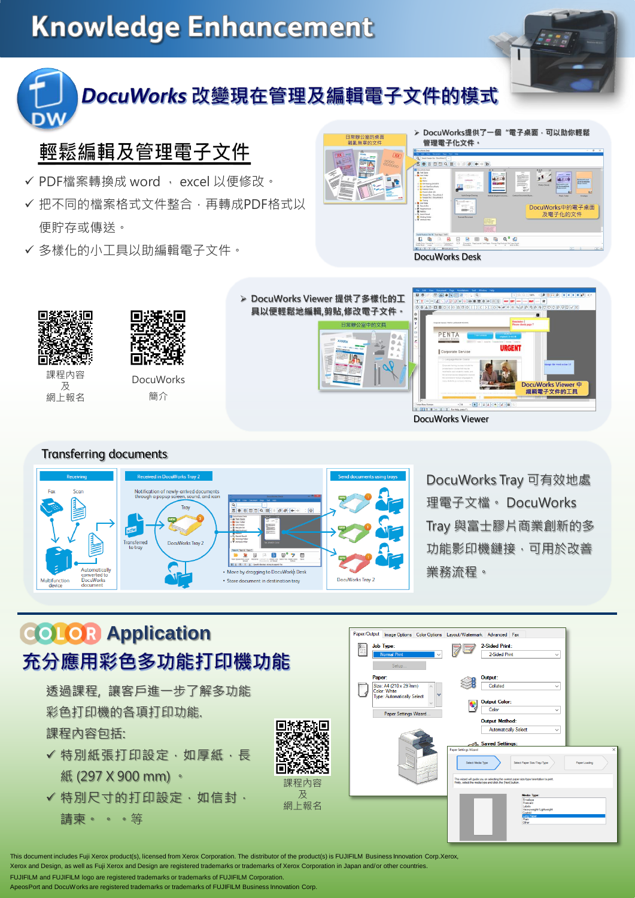# Knowledge Enhancement

## DocuWorks 改變現在管理及編輯電子文件的模式

### 輕鬆編輯及管理電子文件

- ✓ PDF檔案轉換成 word ， excel 以便修改。
- ✓ 把不同的檔案格式文件整合，再轉成PDF格式以便貯存或傳送。
- ✓ 多樣化的小工具以助編輯電子文件。

➢ DocuWorks提供了一個 "電子桌面，可以助你輕鬆管理電子化文件。

日常辦公室的桌面 雜亂無章的文件

DocuWorks中的電子桌面及電子化的文件

DocuWorks Desk

➢ DocuWorks Viewer 提供了多樣化的工具以便輕鬆地編輯,剪貼,修改電子文件。

日常辦公室中的文具

DocuWorks Viewer 中編輯電子文件的工具

DocuWorks Viewer

課程內容
及
網上報名

DocuWorks
簡介

### Transferring documents

Receiving

Fax　Scan

Multifunction device

Automatically converted to DocuWorks document

Received in DocuWorks Tray 2

Notification of newly-arrived documents through a popup screen, sound, and icon

Tray

Transferred to tray

DocuWorks Tray 2

- Move by dragging to DocuWorks Desk
- Store document in destination tray

Send documents using trays

DocuWorks Tray 2

DocuWorks Tray 可有效地處理電子文檔。 DocuWorks Tray 與富士膠片商業創新的多功能影印機鏈接，可用於改善業務流程。

## COLOR Application

### 充分應用彩色多功能打印機功能

透過課程，讓客戶進一步了解多功能彩色打印機的各項打印功能.

課程內容包括:

- ✓ 特別紙張打印設定，如厚紙，長紙 (297 X 900 mm) 。
- ✓ 特別尺寸的打印設定，如信封，請柬。 。 。等

課程內容
及
網上報名

This document includes Fuji Xerox product(s), licensed from Xerox Corporation. The distributor of the product(s) is FUJIFILM Business Innovation Corp.Xerox, Xerox and Design, as well as Fuji Xerox and Design are registered trademarks or trademarks of Xerox Corporation in Japan and/or other countries.
FUJIFILM and FUJIFILM logo are registered trademarks or trademarks of FUJIFILM Corporation.
ApeosPort and DocuWorks are registered trademarks or trademarks of FUJIFILM Business Innovation Corp.